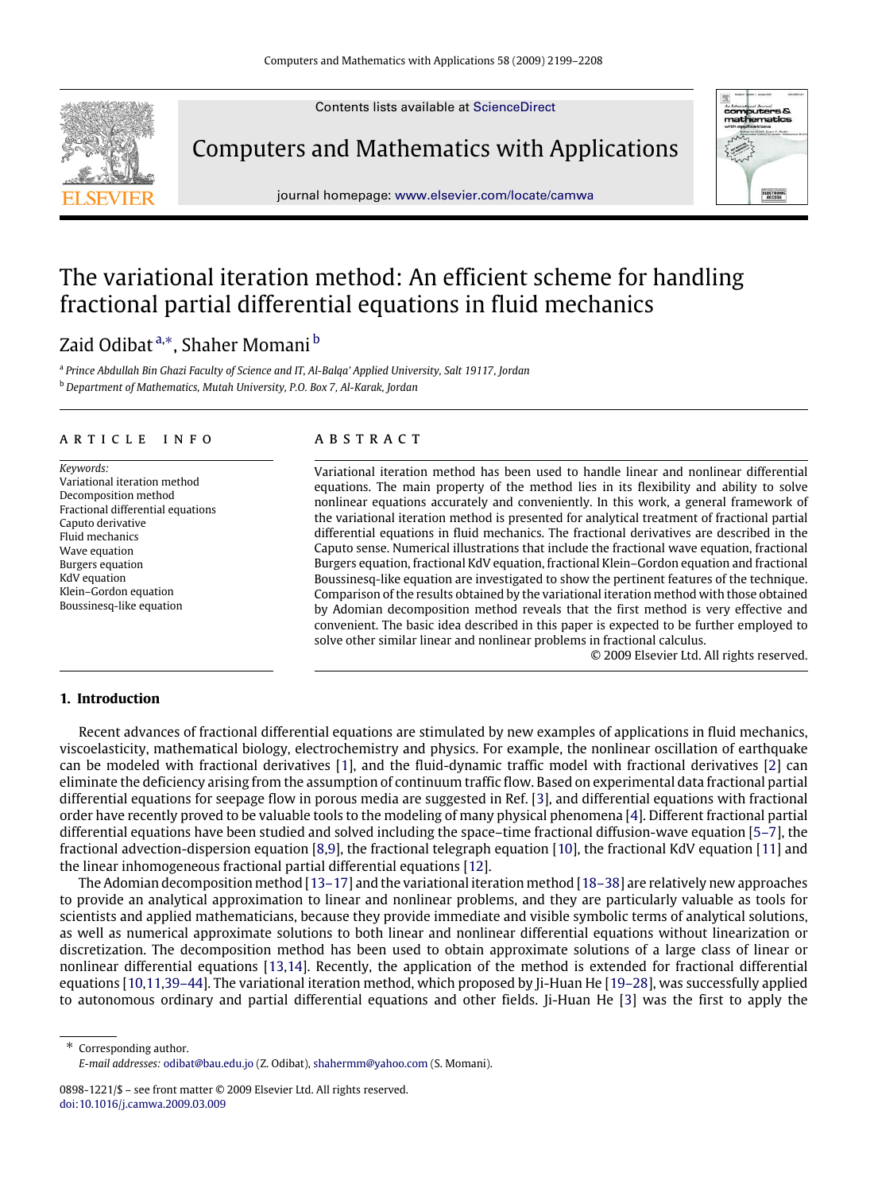# The variational iteration method: An efficient scheme for handling fractional partial differential equations in fluid mechanics

Zaid Odibat [a,*], Shaher Momani [b]

[a] *Prince Abdullah Bin Ghazi Faculty of Science and IT, Al-Balqa' Applied University, Salt 19117, Jordan*

[b] *Department of Mathematics, Mutah University, P.O. Box 7, Al-Karak, Jordan*

## ARTICLE INFO

*Keywords:*
Variational iteration method
Decomposition method
Fractional differential equations
Caputo derivative
Fluid mechanics
Wave equation
Burgers equation
KdV equation
Klein–Gordon equation
Boussinesq-like equation

## ABSTRACT

Variational iteration method has been used to handle linear and nonlinear differential equations. The main property of the method lies in its flexibility and ability to solve nonlinear equations accurately and conveniently. In this work, a general framework of the variational iteration method is presented for analytical treatment of fractional partial differential equations in fluid mechanics. The fractional derivatives are described in the Caputo sense. Numerical illustrations that include the fractional wave equation, fractional Burgers equation, fractional KdV equation, fractional Klein–Gordon equation and fractional Boussinesq-like equation are investigated to show the pertinent features of the technique. Comparison of the results obtained by the variational iteration method with those obtained by Adomian decomposition method reveals that the first method is very effective and convenient. The basic idea described in this paper is expected to be further employed to solve other similar linear and nonlinear problems in fractional calculus.

© 2009 Elsevier Ltd. All rights reserved.

## 1. Introduction

Recent advances of fractional differential equations are stimulated by new examples of applications in fluid mechanics, viscoelasticity, mathematical biology, electrochemistry and physics. For example, the nonlinear oscillation of earthquake can be modeled with fractional derivatives [1], and the fluid-dynamic traffic model with fractional derivatives [2] can eliminate the deficiency arising from the assumption of continuum traffic flow. Based on experimental data fractional partial differential equations for seepage flow in porous media are suggested in Ref. [3], and differential equations with fractional order have recently proved to be valuable tools to the modeling of many physical phenomena [4]. Different fractional partial differential equations have been studied and solved including the space–time fractional diffusion-wave equation [5–7], the fractional advection-dispersion equation [8,9], the fractional telegraph equation [10], the fractional KdV equation [11] and the linear inhomogeneous fractional partial differential equations [12].

The Adomian decomposition method [13–17] and the variational iteration method [18–38] are relatively new approaches to provide an analytical approximation to linear and nonlinear problems, and they are particularly valuable as tools for scientists and applied mathematicians, because they provide immediate and visible symbolic terms of analytical solutions, as well as numerical approximate solutions to both linear and nonlinear differential equations without linearization or discretization. The decomposition method has been used to obtain approximate solutions of a large class of linear or nonlinear differential equations [13,14]. Recently, the application of the method is extended for fractional differential equations [10,11,39–44]. The variational iteration method, which proposed by Ji-Huan He [19–28], was successfully applied to autonomous ordinary and partial differential equations and other fields. Ji-Huan He [3] was the first to apply the

---

* Corresponding author.
*E-mail addresses:* odibat@bau.edu.jo (Z. Odibat), shahermm@yahoo.com (S. Momani).

0898-1221/$ – see front matter © 2009 Elsevier Ltd. All rights reserved.
doi:10.1016/j.camwa.2009.03.009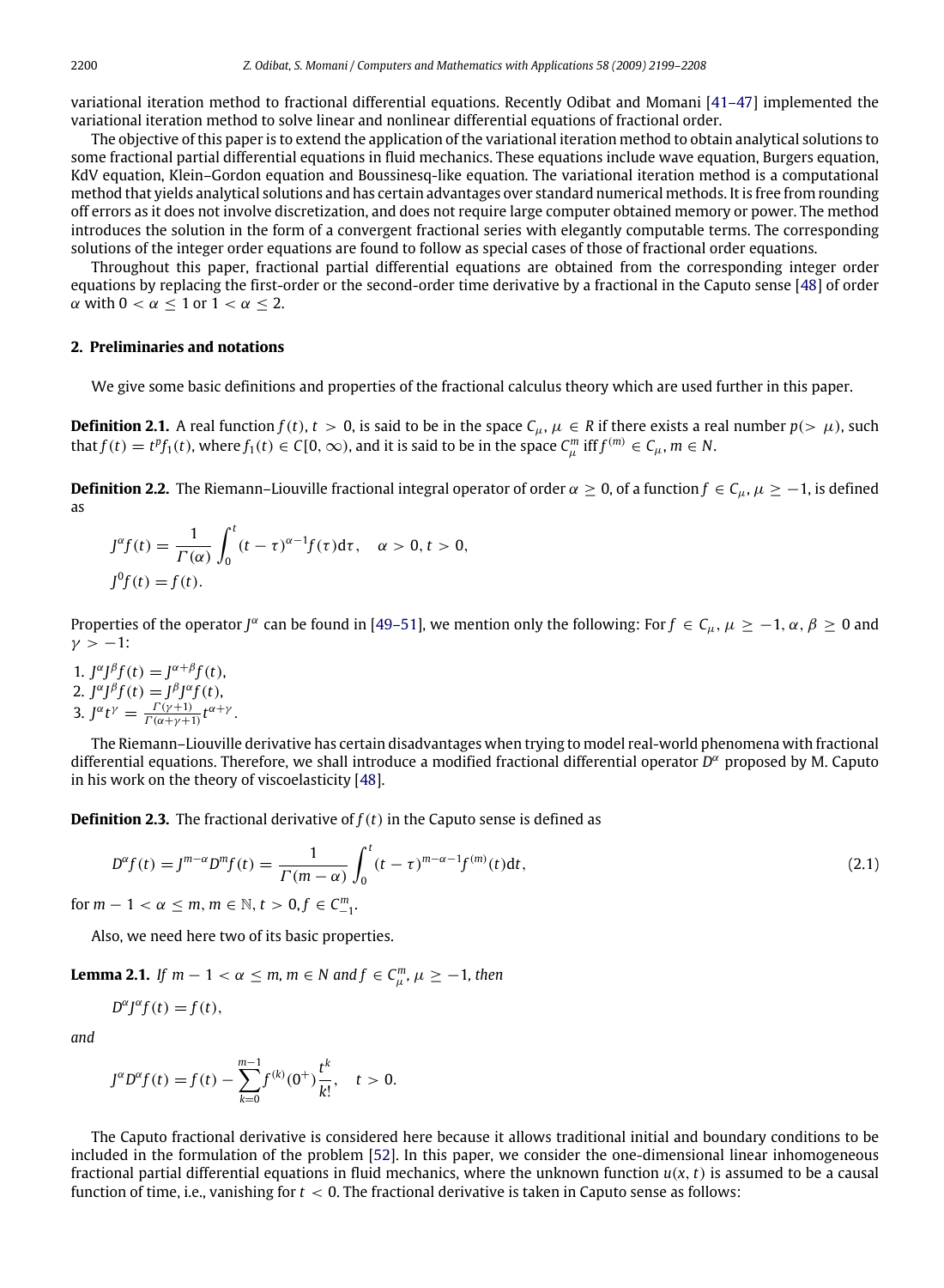variational iteration method to fractional differential equations. Recently Odibat and Momani [41–47] implemented the variational iteration method to solve linear and nonlinear differential equations of fractional order.

The objective of this paper is to extend the application of the variational iteration method to obtain analytical solutions to some fractional partial differential equations in fluid mechanics. These equations include wave equation, Burgers equation, KdV equation, Klein–Gordon equation and Boussinesq-like equation. The variational iteration method is a computational method that yields analytical solutions and has certain advantages over standard numerical methods. It is free from rounding off errors as it does not involve discretization, and does not require large computer obtained memory or power. The method introduces the solution in the form of a convergent fractional series with elegantly computable terms. The corresponding solutions of the integer order equations are found to follow as special cases of those of fractional order equations.

Throughout this paper, fractional partial differential equations are obtained from the corresponding integer order equations by replacing the first-order or the second-order time derivative by a fractional in the Caputo sense [48] of order $\alpha$ with $0 < \alpha \leq 1$ or $1 < \alpha \leq 2$.

## 2. Preliminaries and notations

We give some basic definitions and properties of the fractional calculus theory which are used further in this paper.

**Definition 2.1.** A real function $f(t)$, $t > 0$, is said to be in the space $C_\mu$, $\mu \in R$ if there exists a real number $p(> \mu)$, such that $f(t) = t^p f_1(t)$, where $f_1(t) \in C[0, \infty)$, and it is said to be in the space $C_\mu^m$ iff $f^{(m)} \in C_\mu$, $m \in N$.

**Definition 2.2.** The Riemann–Liouville fractional integral operator of order $\alpha \geq 0$, of a function $f \in C_\mu$, $\mu \geq -1$, is defined as

$$J^\alpha f(t) = \frac{1}{\Gamma(\alpha)} \int_0^t (t-\tau)^{\alpha-1} f(\tau) \mathrm{d}\tau, \quad \alpha > 0, t > 0,$$

$$J^0 f(t) = f(t).$$

Properties of the operator $J^\alpha$ can be found in [49–51], we mention only the following: For $f \in C_\mu$, $\mu \geq -1$, $\alpha, \beta \geq 0$ and $\gamma > -1$:

1. $J^\alpha J^\beta f(t) = J^{\alpha+\beta} f(t)$,
2. $J^\alpha J^\beta f(t) = J^\beta J^\alpha f(t)$,
3. $J^\alpha t^\gamma = \frac{\Gamma(\gamma+1)}{\Gamma(\alpha+\gamma+1)} t^{\alpha+\gamma}$.

The Riemann–Liouville derivative has certain disadvantages when trying to model real-world phenomena with fractional differential equations. Therefore, we shall introduce a modified fractional differential operator $D^\alpha$ proposed by M. Caputo in his work on the theory of viscoelasticity [48].

**Definition 2.3.** The fractional derivative of $f(t)$ in the Caputo sense is defined as

$$D^\alpha f(t) = J^{m-\alpha} D^m f(t) = \frac{1}{\Gamma(m-\alpha)} \int_0^t (t-\tau)^{m-\alpha-1} f^{(m)}(t) \mathrm{d}t, \tag{2.1}$$

for $m - 1 < \alpha \leq m$, $m \in \mathbb{N}$, $t > 0$, $f \in C_{-1}^m$.

Also, we need here two of its basic properties.

**Lemma 2.1.** *If $m - 1 < \alpha \leq m$, $m \in N$ and $f \in C_\mu^m$, $\mu \geq -1$, then*

$$D^\alpha J^\alpha f(t) = f(t),$$

*and*

$$J^\alpha D^\alpha f(t) = f(t) - \sum_{k=0}^{m-1} f^{(k)}(0^+) \frac{t^k}{k!}, \quad t > 0.$$

The Caputo fractional derivative is considered here because it allows traditional initial and boundary conditions to be included in the formulation of the problem [52]. In this paper, we consider the one-dimensional linear inhomogeneous fractional partial differential equations in fluid mechanics, where the unknown function $u(x, t)$ is assumed to be a causal function of time, i.e., vanishing for $t < 0$. The fractional derivative is taken in Caputo sense as follows: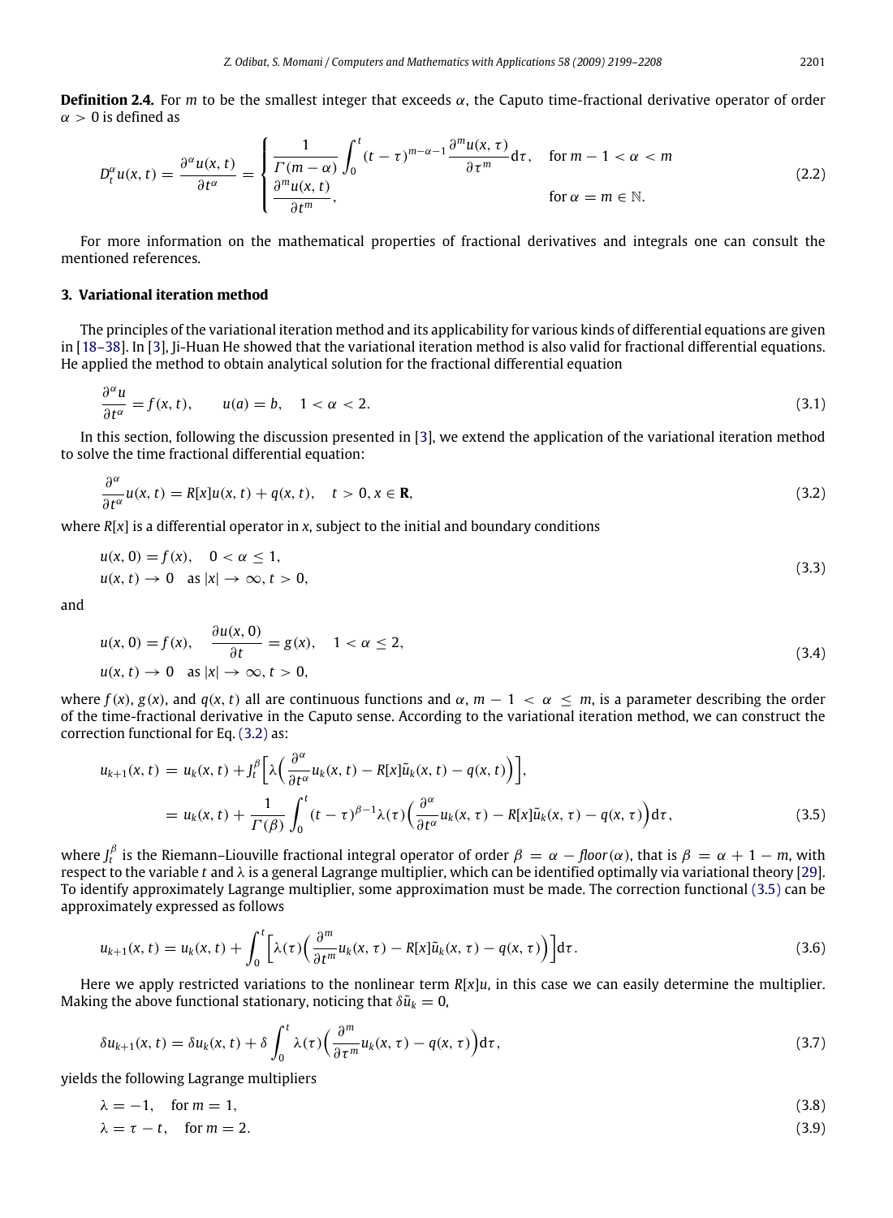**Definition 2.4.** For $m$ to be the smallest integer that exceeds $\alpha$, the Caputo time-fractional derivative operator of order $\alpha > 0$ is defined as

$$
D_t^{\alpha} u(x,t) = \frac{\partial^{\alpha} u(x,t)}{\partial t^{\alpha}} = \begin{cases} \dfrac{1}{\Gamma(m-\alpha)} \displaystyle\int_0^t (t-\tau)^{m-\alpha-1} \frac{\partial^m u(x,\tau)}{\partial \tau^m} \mathrm{d}\tau, & \text{for } m-1 < \alpha < m \\ \dfrac{\partial^m u(x,t)}{\partial t^m}, & \text{for } \alpha = m \in \mathbb{N}. \end{cases} \tag{2.2}
$$

For more information on the mathematical properties of fractional derivatives and integrals one can consult the mentioned references.

## 3. Variational iteration method

The principles of the variational iteration method and its applicability for various kinds of differential equations are given in [18–38]. In [3], Ji-Huan He showed that the variational iteration method is also valid for fractional differential equations. He applied the method to obtain analytical solution for the fractional differential equation

$$
\frac{\partial^{\alpha} u}{\partial t^{\alpha}} = f(x,t), \qquad u(a) = b, \quad 1 < \alpha < 2. \tag{3.1}
$$

In this section, following the discussion presented in [3], we extend the application of the variational iteration method to solve the time fractional differential equation:

$$
\frac{\partial^{\alpha}}{\partial t^{\alpha}} u(x,t) = R[x]u(x,t) + q(x,t), \quad t > 0, x \in \mathbf{R}, \tag{3.2}
$$

where $R[x]$ is a differential operator in $x$, subject to the initial and boundary conditions

$$
\begin{aligned} & u(x,0) = f(x), \quad 0 < \alpha \leq 1, \\ & u(x,t) \to 0 \quad \text{as } |x| \to \infty, t > 0, \end{aligned} \tag{3.3}
$$

and

$$
\begin{aligned} & u(x,0) = f(x), \quad \frac{\partial u(x,0)}{\partial t} = g(x), \quad 1 < \alpha \leq 2, \\ & u(x,t) \to 0 \quad \text{as } |x| \to \infty, t > 0, \end{aligned} \tag{3.4}
$$

where $f(x)$, $g(x)$, and $q(x,t)$ all are continuous functions and $\alpha$, $m-1 < \alpha \leq m$, is a parameter describing the order of the time-fractional derivative in the Caputo sense. According to the variational iteration method, we can construct the correction functional for Eq. (3.2) as:

$$
\begin{aligned} u_{k+1}(x,t) &= u_k(x,t) + J_t^{\beta}\left[\lambda\left(\frac{\partial^{\alpha}}{\partial t^{\alpha}} u_k(x,t) - R[x]\tilde{u}_k(x,t) - q(x,t)\right)\right], \\ &= u_k(x,t) + \frac{1}{\Gamma(\beta)} \int_0^t (t-\tau)^{\beta-1} \lambda(\tau) \left(\frac{\partial^{\alpha}}{\partial t^{\alpha}} u_k(x,\tau) - R[x]\tilde{u}_k(x,\tau) - q(x,\tau)\right) \mathrm{d}\tau, \end{aligned} \tag{3.5}
$$

where $J_t^{\beta}$ is the Riemann–Liouville fractional integral operator of order $\beta = \alpha - floor(\alpha)$, that is $\beta = \alpha + 1 - m$, with respect to the variable $t$ and $\lambda$ is a general Lagrange multiplier, which can be identified optimally via variational theory [29]. To identify approximately Lagrange multiplier, some approximation must be made. The correction functional (3.5) can be approximately expressed as follows

$$
u_{k+1}(x,t) = u_k(x,t) + \int_0^t \left[\lambda(\tau)\left(\frac{\partial^m}{\partial t^m} u_k(x,\tau) - R[x]\tilde{u}_k(x,\tau) - q(x,\tau)\right)\right] \mathrm{d}\tau. \tag{3.6}
$$

Here we apply restricted variations to the nonlinear term $R[x]u$, in this case we can easily determine the multiplier. Making the above functional stationary, noticing that $\delta \tilde{u}_k = 0$,

$$
\delta u_{k+1}(x,t) = \delta u_k(x,t) + \delta \int_0^t \lambda(\tau) \left(\frac{\partial^m}{\partial \tau^m} u_k(x,\tau) - q(x,\tau)\right) \mathrm{d}\tau, \tag{3.7}
$$

yields the following Lagrange multipliers

$$
\lambda = -1, \quad \text{for } m = 1, \tag{3.8}
$$

$$
\lambda = \tau - t, \quad \text{for } m = 2. \tag{3.9}
$$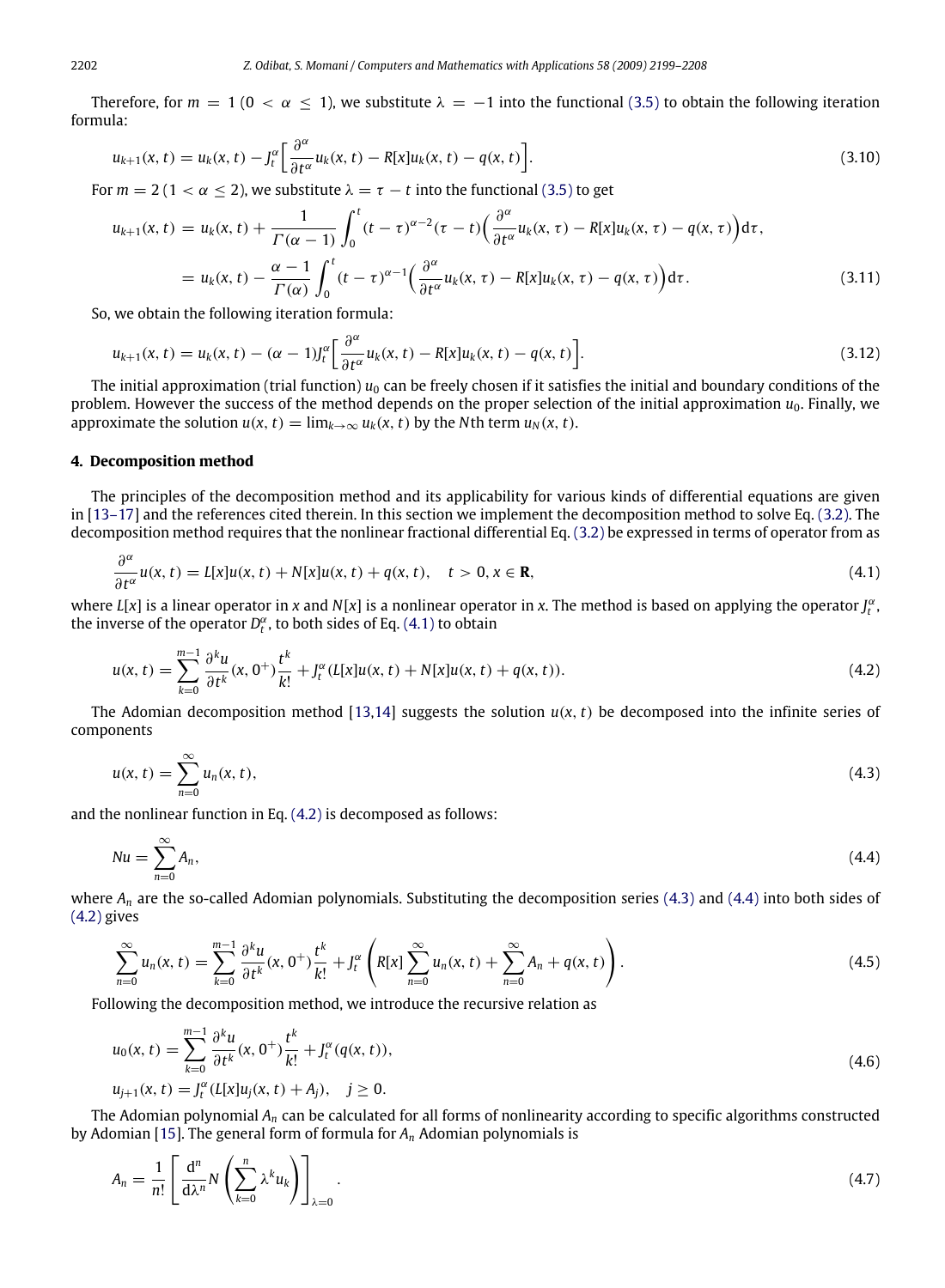Therefore, for $m = 1$ ($0 < \alpha \leq 1$), we substitute $\lambda = -1$ into the functional (3.5) to obtain the following iteration formula:

$$u_{k+1}(x,t) = u_k(x,t) - J_t^{\alpha}\Big[\frac{\partial^{\alpha}}{\partial t^{\alpha}} u_k(x,t) - R[x]u_k(x,t) - q(x,t)\Big]. \tag{3.10}$$

For $m = 2$ ($1 < \alpha \leq 2$), we substitute $\lambda = \tau - t$ into the functional (3.5) to get

$$\begin{aligned} u_{k+1}(x,t) &= u_k(x,t) + \frac{1}{\Gamma(\alpha-1)}\int_0^t (t-\tau)^{\alpha-2}(\tau - t)\Big(\frac{\partial^{\alpha}}{\partial t^{\alpha}} u_k(x,\tau) - R[x]u_k(x,\tau) - q(x,\tau)\Big)\mathrm{d}\tau, \\ &= u_k(x,t) - \frac{\alpha-1}{\Gamma(\alpha)}\int_0^t (t-\tau)^{\alpha-1}\Big(\frac{\partial^{\alpha}}{\partial t^{\alpha}} u_k(x,\tau) - R[x]u_k(x,\tau) - q(x,\tau)\Big)\mathrm{d}\tau. \end{aligned} \tag{3.11}$$

So, we obtain the following iteration formula:

$$u_{k+1}(x,t) = u_k(x,t) - (\alpha-1)J_t^{\alpha}\Big[\frac{\partial^{\alpha}}{\partial t^{\alpha}} u_k(x,t) - R[x]u_k(x,t) - q(x,t)\Big]. \tag{3.12}$$

The initial approximation (trial function) $u_0$ can be freely chosen if it satisfies the initial and boundary conditions of the problem. However the success of the method depends on the proper selection of the initial approximation $u_0$. Finally, we approximate the solution $u(x,t) = \lim_{k\to\infty} u_k(x,t)$ by the $N$th term $u_N(x,t)$.

## 4. Decomposition method

The principles of the decomposition method and its applicability for various kinds of differential equations are given in [13–17] and the references cited therein. In this section we implement the decomposition method to solve Eq. (3.2). The decomposition method requires that the nonlinear fractional differential Eq. (3.2) be expressed in terms of operator from as

$$\frac{\partial^{\alpha}}{\partial t^{\alpha}} u(x,t) = L[x]u(x,t) + N[x]u(x,t) + q(x,t), \quad t > 0, x \in \mathbf{R}, \tag{4.1}$$

where $L[x]$ is a linear operator in $x$ and $N[x]$ is a nonlinear operator in $x$. The method is based on applying the operator $J_t^{\alpha}$, the inverse of the operator $D_t^{\alpha}$, to both sides of Eq. (4.1) to obtain

$$u(x,t) = \sum_{k=0}^{m-1} \frac{\partial^k u}{\partial t^k}(x,0^+)\frac{t^k}{k!} + J_t^{\alpha}(L[x]u(x,t) + N[x]u(x,t) + q(x,t)). \tag{4.2}$$

The Adomian decomposition method [13,14] suggests the solution $u(x,t)$ be decomposed into the infinite series of components

$$u(x,t) = \sum_{n=0}^{\infty} u_n(x,t), \tag{4.3}$$

and the nonlinear function in Eq. (4.2) is decomposed as follows:

$$Nu = \sum_{n=0}^{\infty} A_n, \tag{4.4}$$

where $A_n$ are the so-called Adomian polynomials. Substituting the decomposition series (4.3) and (4.4) into both sides of (4.2) gives

$$\sum_{n=0}^{\infty} u_n(x,t) = \sum_{k=0}^{m-1} \frac{\partial^k u}{\partial t^k}(x,0^+)\frac{t^k}{k!} + J_t^{\alpha}\left(R[x]\sum_{n=0}^{\infty} u_n(x,t) + \sum_{n=0}^{\infty} A_n + q(x,t)\right). \tag{4.5}$$

Following the decomposition method, we introduce the recursive relation as

$$\begin{aligned} u_0(x,t) &= \sum_{k=0}^{m-1} \frac{\partial^k u}{\partial t^k}(x,0^+)\frac{t^k}{k!} + J_t^{\alpha}(q(x,t)), \\ u_{j+1}(x,t) &= J_t^{\alpha}(L[x]u_j(x,t) + A_j), \quad j \geq 0. \end{aligned} \tag{4.6}$$

The Adomian polynomial $A_n$ can be calculated for all forms of nonlinearity according to specific algorithms constructed by Adomian [15]. The general form of formula for $A_n$ Adomian polynomials is

$$A_n = \frac{1}{n!}\left[\frac{\mathrm{d}^n}{\mathrm{d}\lambda^n} N\left(\sum_{k=0}^{n} \lambda^k u_k\right)\right]_{\lambda=0}. \tag{4.7}$$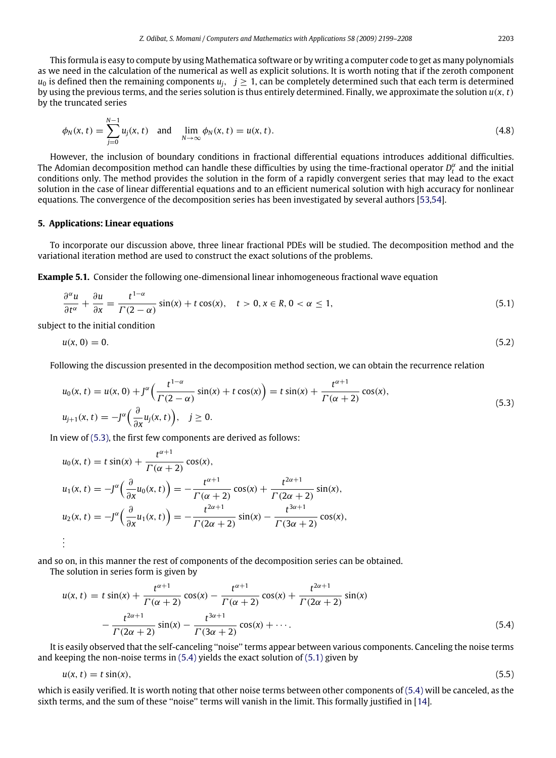This formula is easy to compute by using Mathematica software or by writing a computer code to get as many polynomials as we need in the calculation of the numerical as well as explicit solutions. It is worth noting that if the zeroth component $u_0$ is defined then the remaining components $u_j$, $j \geq 1$, can be completely determined such that each term is determined by using the previous terms, and the series solution is thus entirely determined. Finally, we approximate the solution $u(x, t)$ by the truncated series

$$\phi_N(x, t) = \sum_{j=0}^{N-1} u_j(x, t) \quad \text{and} \quad \lim_{N \to \infty} \phi_N(x, t) = u(x, t). \tag{4.8}$$

However, the inclusion of boundary conditions in fractional differential equations introduces additional difficulties. The Adomian decomposition method can handle these difficulties by using the time-fractional operator $D_t^\alpha$ and the initial conditions only. The method provides the solution in the form of a rapidly convergent series that may lead to the exact solution in the case of linear differential equations and to an efficient numerical solution with high accuracy for nonlinear equations. The convergence of the decomposition series has been investigated by several authors [53,54].

## 5. Applications: Linear equations

To incorporate our discussion above, three linear fractional PDEs will be studied. The decomposition method and the variational iteration method are used to construct the exact solutions of the problems.

**Example 5.1.** Consider the following one-dimensional linear inhomogeneous fractional wave equation

$$\frac{\partial^\alpha u}{\partial t^\alpha} + \frac{\partial u}{\partial x} = \frac{t^{1-\alpha}}{\Gamma(2-\alpha)} \sin(x) + t\cos(x), \quad t > 0, x \in R, 0 < \alpha \leq 1, \tag{5.1}$$

subject to the initial condition

$$u(x, 0) = 0. \tag{5.2}$$

Following the discussion presented in the decomposition method section, we can obtain the recurrence relation

$$\begin{aligned}
u_0(x, t) &= u(x, 0) + J^\alpha\left(\frac{t^{1-\alpha}}{\Gamma(2-\alpha)} \sin(x) + t\cos(x)\right) = t\sin(x) + \frac{t^{\alpha+1}}{\Gamma(\alpha+2)}\cos(x), \\
u_{j+1}(x, t) &= -J^\alpha\left(\frac{\partial}{\partial x} u_j(x, t)\right), \quad j \geq 0.
\end{aligned} \tag{5.3}$$

In view of (5.3), the first few components are derived as follows:

$$\begin{aligned}
u_0(x, t) &= t\sin(x) + \frac{t^{\alpha+1}}{\Gamma(\alpha+2)}\cos(x), \\
u_1(x, t) &= -J^\alpha\left(\frac{\partial}{\partial x} u_0(x, t)\right) = -\frac{t^{\alpha+1}}{\Gamma(\alpha+2)}\cos(x) + \frac{t^{2\alpha+1}}{\Gamma(2\alpha+2)}\sin(x), \\
u_2(x, t) &= -J^\alpha\left(\frac{\partial}{\partial x} u_1(x, t)\right) = -\frac{t^{2\alpha+1}}{\Gamma(2\alpha+2)}\sin(x) - \frac{t^{3\alpha+1}}{\Gamma(3\alpha+2)}\cos(x), \\
&\vdots
\end{aligned}$$

and so on, in this manner the rest of components of the decomposition series can be obtained.

The solution in series form is given by

$$\begin{aligned}
u(x, t) = &\ t\sin(x) + \frac{t^{\alpha+1}}{\Gamma(\alpha+2)}\cos(x) - \frac{t^{\alpha+1}}{\Gamma(\alpha+2)}\cos(x) + \frac{t^{2\alpha+1}}{\Gamma(2\alpha+2)}\sin(x) \\
&- \frac{t^{2\alpha+1}}{\Gamma(2\alpha+2)}\sin(x) - \frac{t^{3\alpha+1}}{\Gamma(3\alpha+2)}\cos(x) + \cdots.
\end{aligned} \tag{5.4}$$

It is easily observed that the self-canceling ''noise'' terms appear between various components. Canceling the noise terms and keeping the non-noise terms in (5.4) yields the exact solution of (5.1) given by

$$u(x, t) = t\sin(x), \tag{5.5}$$

which is easily verified. It is worth noting that other noise terms between other components of (5.4) will be canceled, as the sixth terms, and the sum of these ''noise'' terms will vanish in the limit. This formally justified in [14].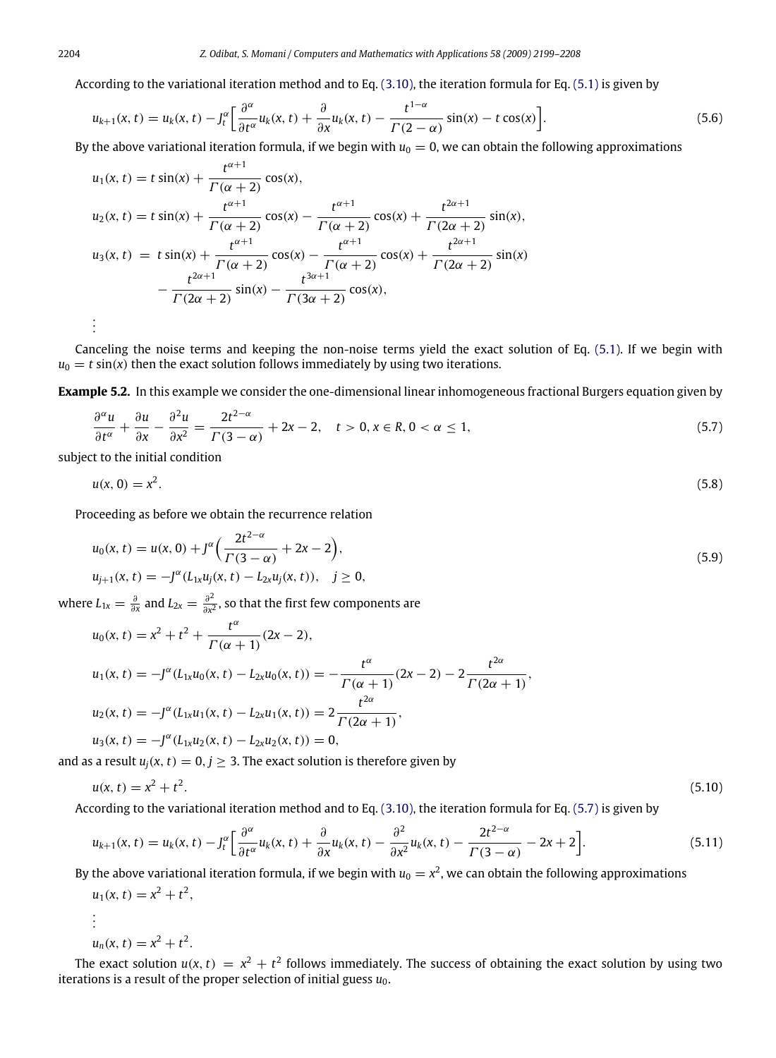According to the variational iteration method and to Eq. (3.10), the iteration formula for Eq. (5.1) is given by

$$u_{k+1}(x,t) = u_k(x,t) - J_t^{\alpha}\Big[\frac{\partial^{\alpha}}{\partial t^{\alpha}}u_k(x,t) + \frac{\partial}{\partial x}u_k(x,t) - \frac{t^{1-\alpha}}{\Gamma(2-\alpha)}\sin(x) - t\cos(x)\Big]. \tag{5.6}$$

By the above variational iteration formula, if we begin with $u_0 = 0$, we can obtain the following approximations

$$u_1(x,t) = t\sin(x) + \frac{t^{\alpha+1}}{\Gamma(\alpha+2)}\cos(x),$$

$$u_2(x,t) = t\sin(x) + \frac{t^{\alpha+1}}{\Gamma(\alpha+2)}\cos(x) - \frac{t^{\alpha+1}}{\Gamma(\alpha+2)}\cos(x) + \frac{t^{2\alpha+1}}{\Gamma(2\alpha+2)}\sin(x),$$

$$u_3(x,t) = t\sin(x) + \frac{t^{\alpha+1}}{\Gamma(\alpha+2)}\cos(x) - \frac{t^{\alpha+1}}{\Gamma(\alpha+2)}\cos(x) + \frac{t^{2\alpha+1}}{\Gamma(2\alpha+2)}\sin(x) - \frac{t^{2\alpha+1}}{\Gamma(2\alpha+2)}\sin(x) - \frac{t^{3\alpha+1}}{\Gamma(3\alpha+2)}\cos(x),$$

$$\vdots$$

Canceling the noise terms and keeping the non-noise terms yield the exact solution of Eq. (5.1). If we begin with $u_0 = t\sin(x)$ then the exact solution follows immediately by using two iterations.

**Example 5.2.** In this example we consider the one-dimensional linear inhomogeneous fractional Burgers equation given by

$$\frac{\partial^{\alpha}u}{\partial t^{\alpha}} + \frac{\partial u}{\partial x} - \frac{\partial^2 u}{\partial x^2} = \frac{2t^{2-\alpha}}{\Gamma(3-\alpha)} + 2x - 2, \quad t > 0, x \in R, 0 < \alpha \le 1, \tag{5.7}$$

subject to the initial condition

$$u(x,0) = x^2. \tag{5.8}$$

Proceeding as before we obtain the recurrence relation

$$\begin{aligned} u_0(x,t) &= u(x,0) + J^{\alpha}\Big(\frac{2t^{2-\alpha}}{\Gamma(3-\alpha)} + 2x - 2\Big), \\ u_{j+1}(x,t) &= -J^{\alpha}(L_{1x}u_j(x,t) - L_{2x}u_j(x,t)), \quad j \ge 0, \end{aligned} \tag{5.9}$$

where $L_{1x} = \frac{\partial}{\partial x}$ and $L_{2x} = \frac{\partial^2}{\partial x^2}$, so that the first few components are

$$u_0(x,t) = x^2 + t^2 + \frac{t^{\alpha}}{\Gamma(\alpha+1)}(2x-2),$$

$$u_1(x,t) = -J^{\alpha}(L_{1x}u_0(x,t) - L_{2x}u_0(x,t)) = -\frac{t^{\alpha}}{\Gamma(\alpha+1)}(2x-2) - 2\frac{t^{2\alpha}}{\Gamma(2\alpha+1)},$$

$$u_2(x,t) = -J^{\alpha}(L_{1x}u_1(x,t) - L_{2x}u_1(x,t)) = 2\frac{t^{2\alpha}}{\Gamma(2\alpha+1)},$$

$$u_3(x,t) = -J^{\alpha}(L_{1x}u_2(x,t) - L_{2x}u_2(x,t)) = 0,$$

and as a result $u_j(x,t) = 0, j \ge 3$. The exact solution is therefore given by

$$u(x,t) = x^2 + t^2. \tag{5.10}$$

According to the variational iteration method and to Eq. (3.10), the iteration formula for Eq. (5.7) is given by

$$u_{k+1}(x,t) = u_k(x,t) - J_t^{\alpha}\Big[\frac{\partial^{\alpha}}{\partial t^{\alpha}}u_k(x,t) + \frac{\partial}{\partial x}u_k(x,t) - \frac{\partial^2}{\partial x^2}u_k(x,t) - \frac{2t^{2-\alpha}}{\Gamma(3-\alpha)} - 2x + 2\Big]. \tag{5.11}$$

By the above variational iteration formula, if we begin with $u_0 = x^2$, we can obtain the following approximations

$$u_1(x,t) = x^2 + t^2,$$

$$\vdots$$

$$u_n(x,t) = x^2 + t^2.$$

The exact solution $u(x,t) = x^2 + t^2$ follows immediately. The success of obtaining the exact solution by using two iterations is a result of the proper selection of initial guess $u_0$.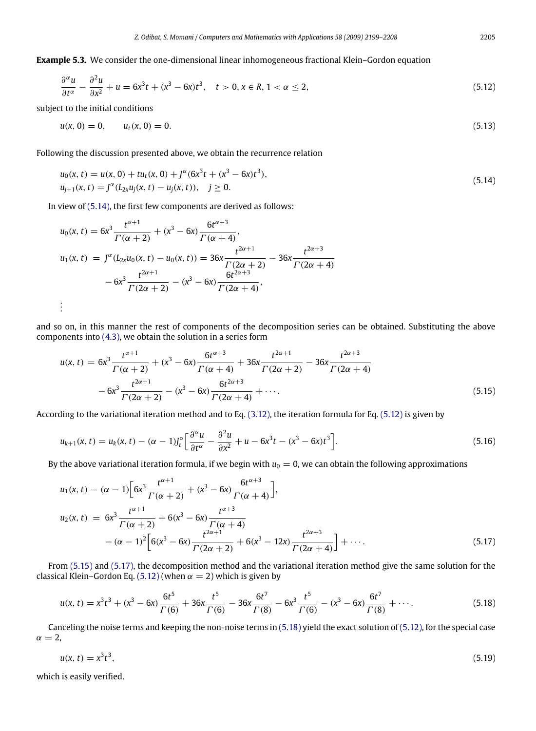**Example 5.3.** We consider the one-dimensional linear inhomogeneous fractional Klein–Gordon equation

$$\frac{\partial^\alpha u}{\partial t^\alpha} - \frac{\partial^2 u}{\partial x^2} + u = 6x^3 t + (x^3 - 6x)t^3, \quad t > 0, x \in R, 1 < \alpha \le 2, \tag{5.12}$$

subject to the initial conditions

$$u(x, 0) = 0, \qquad u_t(x, 0) = 0. \tag{5.13}$$

Following the discussion presented above, we obtain the recurrence relation

$$\begin{aligned} &u_0(x, t) = u(x, 0) + t u_t(x, 0) + J^\alpha(6x^3 t + (x^3 - 6x)t^3), \\ &u_{j+1}(x, t) = J^\alpha(L_{2x} u_j(x, t) - u_j(x, t)), \quad j \ge 0. \end{aligned} \tag{5.14}$$

In view of (5.14), the first few components are derived as follows:

$$\begin{aligned} u_0(x, t) &= 6x^3 \frac{t^{\alpha+1}}{\Gamma(\alpha+2)} + (x^3 - 6x)\frac{6t^{\alpha+3}}{\Gamma(\alpha+4)}, \\ u_1(x, t) &= J^\alpha(L_{2x} u_0(x, t) - u_0(x, t)) = 36x\frac{t^{2\alpha+1}}{\Gamma(2\alpha+2)} - 36x\frac{t^{2\alpha+3}}{\Gamma(2\alpha+4)} \\ &\quad - 6x^3 \frac{t^{2\alpha+1}}{\Gamma(2\alpha+2)} - (x^3 - 6x)\frac{6t^{2\alpha+3}}{\Gamma(2\alpha+4)}, \\ &\vdots \end{aligned}$$

and so on, in this manner the rest of components of the decomposition series can be obtained. Substituting the above components into (4.3), we obtain the solution in a series form

$$\begin{aligned} u(x, t) &= 6x^3 \frac{t^{\alpha+1}}{\Gamma(\alpha+2)} + (x^3 - 6x)\frac{6t^{\alpha+3}}{\Gamma(\alpha+4)} + 36x\frac{t^{2\alpha+1}}{\Gamma(2\alpha+2)} - 36x\frac{t^{2\alpha+3}}{\Gamma(2\alpha+4)} \\ &\quad - 6x^3 \frac{t^{2\alpha+1}}{\Gamma(2\alpha+2)} - (x^3 - 6x)\frac{6t^{2\alpha+3}}{\Gamma(2\alpha+4)} + \cdots. \end{aligned} \tag{5.15}$$

According to the variational iteration method and to Eq. (3.12), the iteration formula for Eq. (5.12) is given by

$$u_{k+1}(x, t) = u_k(x, t) - (\alpha - 1) J_t^\alpha \left[\frac{\partial^\alpha u}{\partial t^\alpha} - \frac{\partial^2 u}{\partial x^2} + u - 6x^3 t - (x^3 - 6x)t^3\right]. \tag{5.16}$$

By the above variational iteration formula, if we begin with $u_0 = 0$, we can obtain the following approximations

$$\begin{aligned} u_1(x, t) &= (\alpha - 1)\left[6x^3 \frac{t^{\alpha+1}}{\Gamma(\alpha+2)} + (x^3 - 6x)\frac{6t^{\alpha+3}}{\Gamma(\alpha+4)}\right], \\ u_2(x, t) &= 6x^3 \frac{t^{\alpha+1}}{\Gamma(\alpha+2)} + 6(x^3 - 6x)\frac{t^{\alpha+3}}{\Gamma(\alpha+4)} \\ &\quad - (\alpha - 1)^2 \left[6(x^3 - 6x)\frac{t^{2\alpha+1}}{\Gamma(2\alpha+2)} + 6(x^3 - 12x)\frac{t^{2\alpha+3}}{\Gamma(2\alpha+4)}\right] + \cdots. \end{aligned} \tag{5.17}$$

From (5.15) and (5.17), the decomposition method and the variational iteration method give the same solution for the classical Klein–Gordon Eq. (5.12) (when $\alpha = 2$) which is given by

$$u(x, t) = x^3 t^3 + (x^3 - 6x)\frac{6t^5}{\Gamma(6)} + 36x\frac{t^5}{\Gamma(6)} - 36x\frac{6t^7}{\Gamma(8)} - 6x^3 \frac{t^5}{\Gamma(6)} - (x^3 - 6x)\frac{6t^7}{\Gamma(8)} + \cdots. \tag{5.18}$$

Canceling the noise terms and keeping the non-noise terms in (5.18) yield the exact solution of (5.12), for the special case $\alpha = 2$,

$$u(x, t) = x^3 t^3, \tag{5.19}$$

which is easily verified.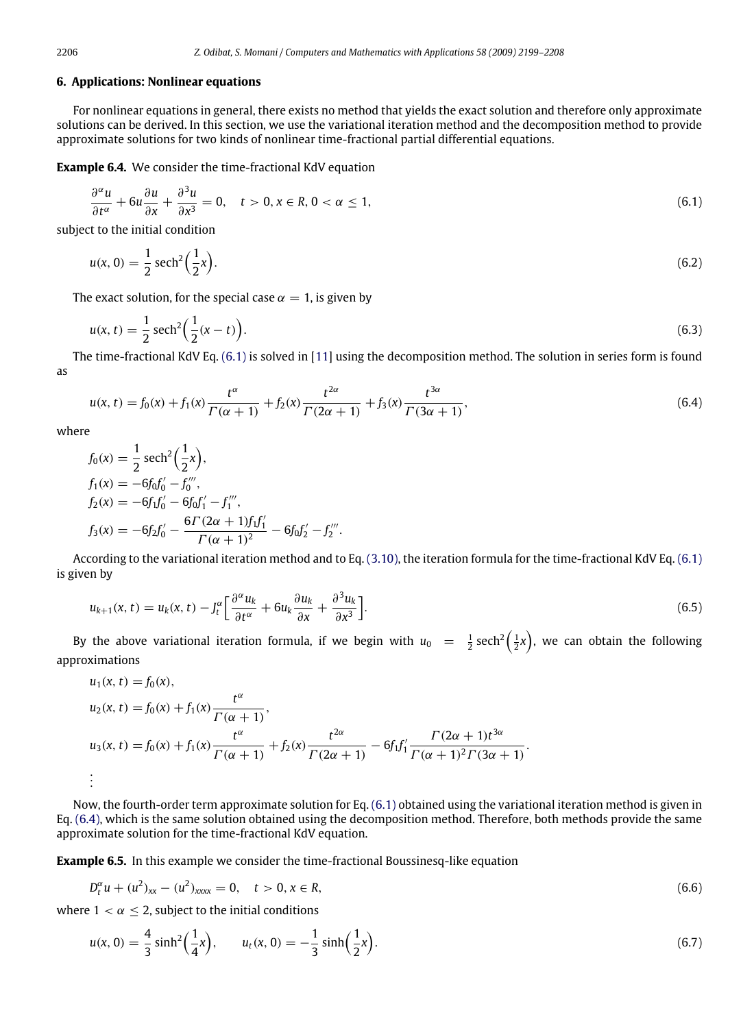## 6. Applications: Nonlinear equations

For nonlinear equations in general, there exists no method that yields the exact solution and therefore only approximate solutions can be derived. In this section, we use the variational iteration method and the decomposition method to provide approximate solutions for two kinds of nonlinear time-fractional partial differential equations.

**Example 6.4.** We consider the time-fractional KdV equation

$$\frac{\partial^\alpha u}{\partial t^\alpha} + 6u\frac{\partial u}{\partial x} + \frac{\partial^3 u}{\partial x^3} = 0, \quad t > 0, x \in R, 0 < \alpha \leq 1, \tag{6.1}$$

subject to the initial condition

$$u(x, 0) = \frac{1}{2}\operatorname{sech}^2\left(\frac{1}{2}x\right). \tag{6.2}$$

The exact solution, for the special case $\alpha = 1$, is given by

$$u(x, t) = \frac{1}{2}\operatorname{sech}^2\left(\frac{1}{2}(x - t)\right). \tag{6.3}$$

The time-fractional KdV Eq. (6.1) is solved in [11] using the decomposition method. The solution in series form is found as

$$u(x, t) = f_0(x) + f_1(x)\frac{t^\alpha}{\Gamma(\alpha + 1)} + f_2(x)\frac{t^{2\alpha}}{\Gamma(2\alpha + 1)} + f_3(x)\frac{t^{3\alpha}}{\Gamma(3\alpha + 1)}, \tag{6.4}$$

where

$$f_0(x) = \frac{1}{2}\operatorname{sech}^2\left(\frac{1}{2}x\right),$$
$$f_1(x) = -6f_0f_0' - f_0''',$$
$$f_2(x) = -6f_1f_0' - 6f_0f_1' - f_1''',$$
$$f_3(x) = -6f_2f_0' - \frac{6\Gamma(2\alpha + 1)f_1f_1'}{\Gamma(\alpha + 1)^2} - 6f_0f_2' - f_2'''.$$

According to the variational iteration method and to Eq. (3.10), the iteration formula for the time-fractional KdV Eq. (6.1) is given by

$$u_{k+1}(x, t) = u_k(x, t) - J_t^\alpha\left[\frac{\partial^\alpha u_k}{\partial t^\alpha} + 6u_k\frac{\partial u_k}{\partial x} + \frac{\partial^3 u_k}{\partial x^3}\right]. \tag{6.5}$$

By the above variational iteration formula, if we begin with $u_0 = \frac{1}{2}\operatorname{sech}^2\left(\frac{1}{2}x\right)$, we can obtain the following approximations

$$u_1(x, t) = f_0(x),$$
$$u_2(x, t) = f_0(x) + f_1(x)\frac{t^\alpha}{\Gamma(\alpha + 1)},$$
$$u_3(x, t) = f_0(x) + f_1(x)\frac{t^\alpha}{\Gamma(\alpha + 1)} + f_2(x)\frac{t^{2\alpha}}{\Gamma(2\alpha + 1)} - 6f_1f_1'\frac{\Gamma(2\alpha + 1)t^{3\alpha}}{\Gamma(\alpha + 1)^2\Gamma(3\alpha + 1)}.$$
$$\vdots$$

Now, the fourth-order term approximate solution for Eq. (6.1) obtained using the variational iteration method is given in Eq. (6.4), which is the same solution obtained using the decomposition method. Therefore, both methods provide the same approximate solution for the time-fractional KdV equation.

**Example 6.5.** In this example we consider the time-fractional Boussinesq-like equation

$$D_t^\alpha u + (u^2)_{xx} - (u^2)_{xxxx} = 0, \quad t > 0, x \in R, \tag{6.6}$$

where $1 < \alpha \leq 2$, subject to the initial conditions

$$u(x, 0) = \frac{4}{3}\sinh^2\left(\frac{1}{4}x\right), \qquad u_t(x, 0) = -\frac{1}{3}\sinh\left(\frac{1}{2}x\right). \tag{6.7}$$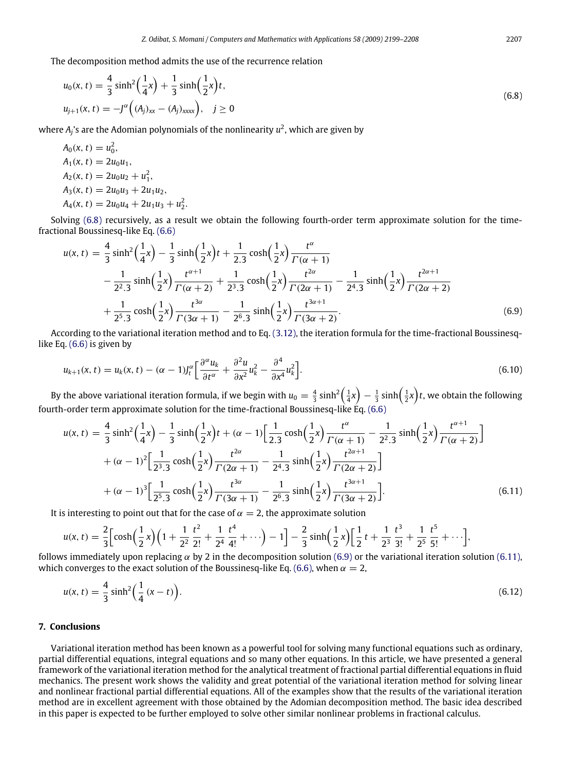The decomposition method admits the use of the recurrence relation

$$
\begin{aligned}
u_0(x,t) &= \frac{4}{3}\sinh^2\Big(\frac{1}{4}x\Big) + \frac{1}{3}\sinh\Big(\frac{1}{2}x\Big)t,\\
u_{j+1}(x,t) &= -J^{\alpha}\Big((A_j)_{xx} - (A_j)_{xxxx}\Big), \quad j \geq 0
\end{aligned}
\tag{6.8}
$$

where $A_j$'s are the Adomian polynomials of the nonlinearity $u^2$, which are given by

$$
\begin{aligned}
A_0(x,t) &= u_0^2,\\
A_1(x,t) &= 2u_0u_1,\\
A_2(x,t) &= 2u_0u_2 + u_1^2,\\
A_3(x,t) &= 2u_0u_3 + 2u_1u_2,\\
A_4(x,t) &= 2u_0u_4 + 2u_1u_3 + u_2^2.
\end{aligned}
$$

Solving (6.8) recursively, as a result we obtain the following fourth-order term approximate solution for the time-fractional Boussinesq-like Eq. (6.6)

$$
\begin{aligned}
u(x,t) =\ & \frac{4}{3}\sinh^2\Big(\frac{1}{4}x\Big) - \frac{1}{3}\sinh\Big(\frac{1}{2}x\Big)t + \frac{1}{2.3}\cosh\Big(\frac{1}{2}x\Big)\frac{t^{\alpha}}{\Gamma(\alpha+1)}\\
& - \frac{1}{2^2.3}\sinh\Big(\frac{1}{2}x\Big)\frac{t^{\alpha+1}}{\Gamma(\alpha+2)} + \frac{1}{2^3.3}\cosh\Big(\frac{1}{2}x\Big)\frac{t^{2\alpha}}{\Gamma(2\alpha+1)} - \frac{1}{2^4.3}\sinh\Big(\frac{1}{2}x\Big)\frac{t^{2\alpha+1}}{\Gamma(2\alpha+2)}\\
& + \frac{1}{2^5.3}\cosh\Big(\frac{1}{2}x\Big)\frac{t^{3\alpha}}{\Gamma(3\alpha+1)} - \frac{1}{2^6.3}\sinh\Big(\frac{1}{2}x\Big)\frac{t^{3\alpha+1}}{\Gamma(3\alpha+2)}.
\end{aligned}
\tag{6.9}
$$

According to the variational iteration method and to Eq. (3.12), the iteration formula for the time-fractional Boussinesq-like Eq. (6.6) is given by

$$
u_{k+1}(x,t) = u_k(x,t) - (\alpha-1)J_t^{\alpha}\Big[\frac{\partial^{\alpha}u_k}{\partial t^{\alpha}} + \frac{\partial^2 u}{\partial x^2}u_k^2 - \frac{\partial^4}{\partial x^4}u_k^2\Big].
\tag{6.10}
$$

By the above variational iteration formula, if we begin with $u_0 = \frac{4}{3}\sinh^2\Big(\frac{1}{4}x\Big) - \frac{1}{3}\sinh\Big(\frac{1}{2}x\Big)t$, we obtain the following fourth-order term approximate solution for the time-fractional Boussinesq-like Eq. (6.6)

$$
\begin{aligned}
u(x,t) =\ & \frac{4}{3}\sinh^2\Big(\frac{1}{4}x\Big) - \frac{1}{3}\sinh\Big(\frac{1}{2}x\Big)t + (\alpha-1)\Big[\frac{1}{2.3}\cosh\Big(\frac{1}{2}x\Big)\frac{t^{\alpha}}{\Gamma(\alpha+1)} - \frac{1}{2^2.3}\sinh\Big(\frac{1}{2}x\Big)\frac{t^{\alpha+1}}{\Gamma(\alpha+2)}\Big]\\
& + (\alpha-1)^2\Big[\frac{1}{2^3.3}\cosh\Big(\frac{1}{2}x\Big)\frac{t^{2\alpha}}{\Gamma(2\alpha+1)} - \frac{1}{2^4.3}\sinh\Big(\frac{1}{2}x\Big)\frac{t^{2\alpha+1}}{\Gamma(2\alpha+2)}\Big]\\
& + (\alpha-1)^3\Big[\frac{1}{2^5.3}\cosh\Big(\frac{1}{2}x\Big)\frac{t^{3\alpha}}{\Gamma(3\alpha+1)} - \frac{1}{2^6.3}\sinh\Big(\frac{1}{2}x\Big)\frac{t^{3\alpha+1}}{\Gamma(3\alpha+2)}\Big].
\end{aligned}
\tag{6.11}
$$

It is interesting to point out that for the case of $\alpha = 2$, the approximate solution

$$
u(x,t) = \frac{2}{3}\Big[\cosh\Big(\frac{1}{2}x\Big)\Big(1 + \frac{1}{2^2}\frac{t^2}{2!} + \frac{1}{2^4}\frac{t^4}{4!} + \cdots\Big) - 1\Big] - \frac{2}{3}\sinh\Big(\frac{1}{2}x\Big)\Big[\frac{1}{2}t + \frac{1}{2^3}\frac{t^3}{3!} + \frac{1}{2^5}\frac{t^5}{5!} + \cdots\Big],
$$

follows immediately upon replacing $\alpha$ by 2 in the decomposition solution (6.9) or the variational iteration solution (6.11), which converges to the exact solution of the Boussinesq-like Eq. (6.6), when $\alpha = 2$,

$$
u(x,t) = \frac{4}{3}\sinh^2\Big(\frac{1}{4}(x-t)\Big).
\tag{6.12}
$$

## 7. Conclusions

Variational iteration method has been known as a powerful tool for solving many functional equations such as ordinary, partial differential equations, integral equations and so many other equations. In this article, we have presented a general framework of the variational iteration method for the analytical treatment of fractional partial differential equations in fluid mechanics. The present work shows the validity and great potential of the variational iteration method for solving linear and nonlinear fractional partial differential equations. All of the examples show that the results of the variational iteration method are in excellent agreement with those obtained by the Adomian decomposition method. The basic idea described in this paper is expected to be further employed to solve other similar nonlinear problems in fractional calculus.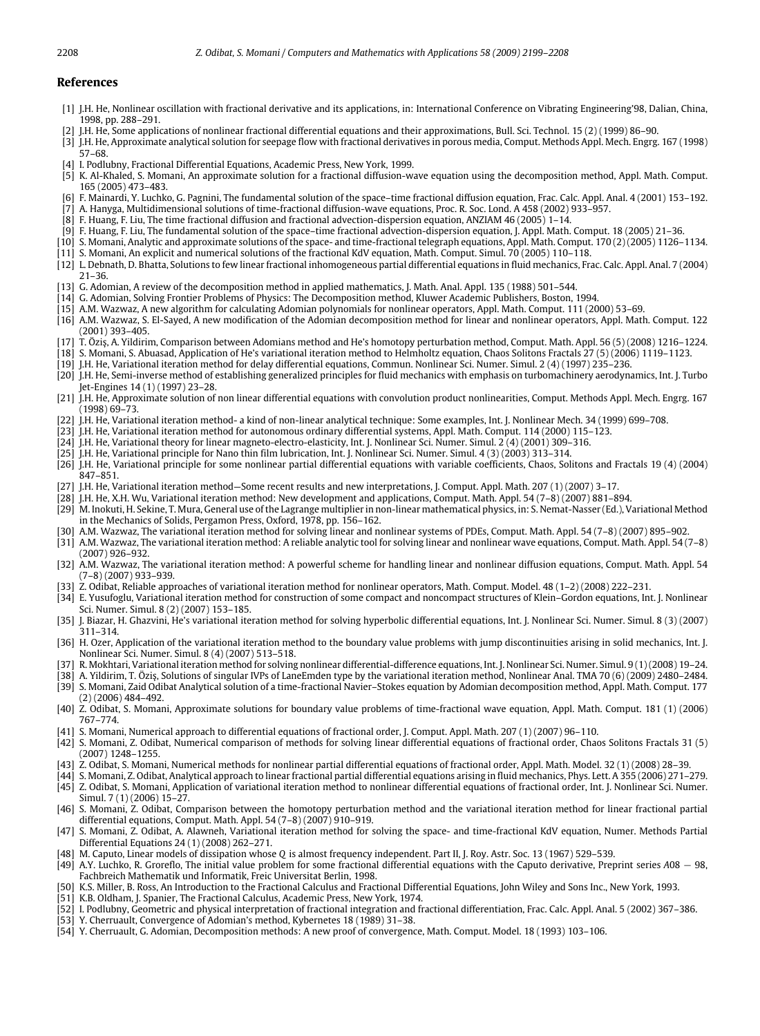## References

[1] J.H. He, Nonlinear oscillation with fractional derivative and its applications, in: International Conference on Vibrating Engineering'98, Dalian, China, 1998, pp. 288–291.

[2] J.H. He, Some applications of nonlinear fractional differential equations and their approximations, Bull. Sci. Technol. 15 (2) (1999) 86–90.

[3] J.H. He, Approximate analytical solution for seepage flow with fractional derivatives in porous media, Comput. Methods Appl. Mech. Engrg. 167 (1998) 57–68.

[4] I. Podlubny, Fractional Differential Equations, Academic Press, New York, 1999.

[5] K. Al-Khaled, S. Momani, An approximate solution for a fractional diffusion-wave equation using the decomposition method, Appl. Math. Comput. 165 (2005) 473–483.

[6] F. Mainardi, Y. Luchko, G. Pagnini, The fundamental solution of the space–time fractional diffusion equation, Frac. Calc. Appl. Anal. 4 (2001) 153–192.

[7] A. Hanyga, Multidimensional solutions of time-fractional diffusion-wave equations, Proc. R. Soc. Lond. A 458 (2002) 933–957.

[8] F. Huang, F. Liu, The time fractional diffusion and fractional advection-dispersion equation, ANZIAM 46 (2005) 1–14.

[9] F. Huang, F. Liu, The fundamental solution of the space–time fractional advection-dispersion equation, J. Appl. Math. Comput. 18 (2005) 21–36.

[10] S. Momani, Analytic and approximate solutions of the space- and time-fractional telegraph equations, Appl. Math. Comput. 170 (2) (2005) 1126–1134.

[11] S. Momani, An explicit and numerical solutions of the fractional KdV equation, Math. Comput. Simul. 70 (2005) 110–118.

[12] L. Debnath, D. Bhatta, Solutions to few linear fractional inhomogeneous partial differential equations in fluid mechanics, Frac. Calc. Appl. Anal. 7 (2004) 21–36.

[13] G. Adomian, A review of the decomposition method in applied mathematics, J. Math. Anal. Appl. 135 (1988) 501–544.

[14] G. Adomian, Solving Frontier Problems of Physics: The Decomposition method, Kluwer Academic Publishers, Boston, 1994.

[15] A.M. Wazwaz, A new algorithm for calculating Adomian polynomials for nonlinear operators, Appl. Math. Comput. 111 (2000) 53–69.

[16] A.M. Wazwaz, S. El-Sayed, A new modification of the Adomian decomposition method for linear and nonlinear operators, Appl. Math. Comput. 122 (2001) 393–405.

[17] T. Öziş, A. Yildirim, Comparison between Adomians method and He's homotopy perturbation method, Comput. Math. Appl. 56 (5) (2008) 1216–1224.

[18] S. Momani, S. Abuasad, Application of He's variational iteration method to Helmholtz equation, Chaos Solitons Fractals 27 (5) (2006) 1119–1123.

[19] J.H. He, Variational iteration method for delay differential equations, Commun. Nonlinear Sci. Numer. Simul. 2 (4) (1997) 235–236.

[20] J.H. He, Semi-inverse method of establishing generalized principles for fluid mechanics with emphasis on turbomachinery aerodynamics, Int. J. Turbo Jet-Engines 14 (1) (1997) 23–28.

[21] J.H. He, Approximate solution of non linear differential equations with convolution product nonlinearities, Comput. Methods Appl. Mech. Engrg. 167 (1998) 69–73.

[22] J.H. He, Variational iteration method- a kind of non-linear analytical technique: Some examples, Int. J. Nonlinear Mech. 34 (1999) 699–708.

[23] J.H. He, Variational iteration method for autonomous ordinary differential systems, Appl. Math. Comput. 114 (2000) 115–123.

[24] J.H. He, Variational theory for linear magneto-electro-elasticity, Int. J. Nonlinear Sci. Numer. Simul. 2 (4) (2001) 309–316.

[25] J.H. He, Variational principle for Nano thin film lubrication, Int. J. Nonlinear Sci. Numer. Simul. 4 (3) (2003) 313–314.

[26] J.H. He, Variational principle for some nonlinear partial differential equations with variable coefficients, Chaos, Solitons and Fractals 19 (4) (2004) 847–851.

[27] J.H. He, Variational iteration method—Some recent results and new interpretations, J. Comput. Appl. Math. 207 (1) (2007) 3–17.

[28] J.H. He, X.H. Wu, Variational iteration method: New development and applications, Comput. Math. Appl. 54 (7–8) (2007) 881–894.

[29] M. Inokuti, H. Sekine, T. Mura, General use of the Lagrange multiplier in non-linear mathematical physics, in: S. Nemat-Nasser (Ed.), Variational Method in the Mechanics of Solids, Pergamon Press, Oxford, 1978, pp. 156–162.

[30] A.M. Wazwaz, The variational iteration method for solving linear and nonlinear systems of PDEs, Comput. Math. Appl. 54 (7–8) (2007) 895–902.

[31] A.M. Wazwaz, The variational iteration method: A reliable analytic tool for solving linear and nonlinear wave equations, Comput. Math. Appl. 54 (7–8) (2007) 926–932.

[32] A.M. Wazwaz, The variational iteration method: A powerful scheme for handling linear and nonlinear diffusion equations, Comput. Math. Appl. 54 (7–8) (2007) 933–939.

[33] Z. Odibat, Reliable approaches of variational iteration method for nonlinear operators, Math. Comput. Model. 48 (1–2) (2008) 222–231.

[34] E. Yusufoglu, Variational iteration method for construction of some compact and noncompact structures of Klein–Gordon equations, Int. J. Nonlinear Sci. Numer. Simul. 8 (2) (2007) 153–185.

[35] J. Biazar, H. Ghazvini, He's variational iteration method for solving hyperbolic differential equations, Int. J. Nonlinear Sci. Numer. Simul. 8 (3) (2007) 311–314.

[36] H. Ozer, Application of the variational iteration method to the boundary value problems with jump discontinuities arising in solid mechanics, Int. J. Nonlinear Sci. Numer. Simul. 8 (4) (2007) 513–518.

[37] R. Mokhtari, Variational iteration method for solving nonlinear differential-difference equations, Int. J. Nonlinear Sci. Numer. Simul. 9 (1) (2008) 19–24.

[38] A. Yildirim, T. Öziş, Solutions of singular IVPs of LaneEmden type by the variational iteration method, Nonlinear Anal. TMA 70 (6) (2009) 2480–2484.

[39] S. Momani, Zaid Odibat Analytical solution of a time-fractional Navier–Stokes equation by Adomian decomposition method, Appl. Math. Comput. 177 (2) (2006) 484–492.

[40] Z. Odibat, S. Momani, Approximate solutions for boundary value problems of time-fractional wave equation, Appl. Math. Comput. 181 (1) (2006) 767–774.

[41] S. Momani, Numerical approach to differential equations of fractional order, J. Comput. Appl. Math. 207 (1) (2007) 96–110.

[42] S. Momani, Z. Odibat, Numerical comparison of methods for solving linear differential equations of fractional order, Chaos Solitons Fractals 31 (5) (2007) 1248–1255.

[43] Z. Odibat, S. Momani, Numerical methods for nonlinear partial differential equations of fractional order, Appl. Math. Model. 32 (1) (2008) 28–39.

[44] S. Momani, Z. Odibat, Analytical approach to linear fractional partial differential equations arising in fluid mechanics, Phys. Lett. A 355 (2006) 271–279.

[45] Z. Odibat, S. Momani, Application of variational iteration method to nonlinear differential equations of fractional order, Int. J. Nonlinear Sci. Numer. Simul. 7 (1) (2006) 15–27.

[46] S. Momani, Z. Odibat, Comparison between the homotopy perturbation method and the variational iteration method for linear fractional partial differential equations, Comput. Math. Appl. 54 (7–8) (2007) 910–919.

[47] S. Momani, Z. Odibat, A. Alawneh, Variational iteration method for solving the space- and time-fractional KdV equation, Numer. Methods Partial Differential Equations 24 (1) (2008) 262–271.

[48] M. Caputo, Linear models of dissipation whose *Q* is almost frequency independent. Part II, J. Roy. Astr. Soc. 13 (1967) 529–539.

[49] A.Y. Luchko, R. Groreflo, The initial value problem for some fractional differential equations with the Caputo derivative, Preprint series *A*08 − 98, Fachbreich Mathematik und Informatik, Freic Universitat Berlin, 1998.

[50] K.S. Miller, B. Ross, An Introduction to the Fractional Calculus and Fractional Differential Equations, John Wiley and Sons Inc., New York, 1993.

[51] K.B. Oldham, J. Spanier, The Fractional Calculus, Academic Press, New York, 1974.

[52] I. Podlubny, Geometric and physical interpretation of fractional integration and fractional differentiation, Frac. Calc. Appl. Anal. 5 (2002) 367–386.

[53] Y. Cherruault, Convergence of Adomian's method, Kybernetes 18 (1989) 31–38.

[54] Y. Cherruault, G. Adomian, Decomposition methods: A new proof of convergence, Math. Comput. Model. 18 (1993) 103–106.